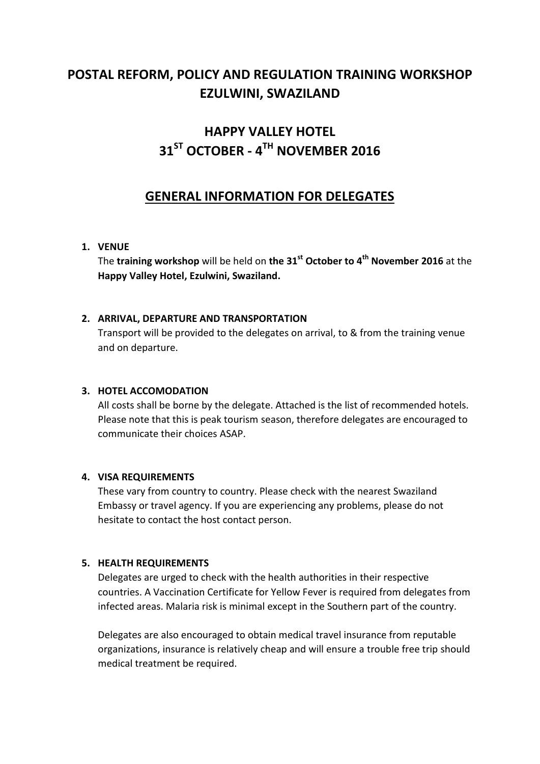# POSTAL REFORM, POLICY AND REGULATION TRAINING WORKSHOP EZULWINI, SWAZILAND

## HAPPY VALLEY HOTEL
## 31ST OCTOBER - 4TH NOVEMBER 2016

## GENERAL INFORMATION FOR DELEGATES

1. **VENUE**
   The **training workshop** will be held on **the 31st October to 4th November 2016** at the **Happy Valley Hotel, Ezulwini, Swaziland.**

2. **ARRIVAL, DEPARTURE AND TRANSPORTATION**
   Transport will be provided to the delegates on arrival, to & from the training venue and on departure.

3. **HOTEL ACCOMODATION**
   All costs shall be borne by the delegate. Attached is the list of recommended hotels. Please note that this is peak tourism season, therefore delegates are encouraged to communicate their choices ASAP.

4. **VISA REQUIREMENTS**
   These vary from country to country. Please check with the nearest Swaziland Embassy or travel agency. If you are experiencing any problems, please do not hesitate to contact the host contact person.

5. **HEALTH REQUIREMENTS**
   Delegates are urged to check with the health authorities in their respective countries. A Vaccination Certificate for Yellow Fever is required from delegates from infected areas. Malaria risk is minimal except in the Southern part of the country.

   Delegates are also encouraged to obtain medical travel insurance from reputable organizations, insurance is relatively cheap and will ensure a trouble free trip should medical treatment be required.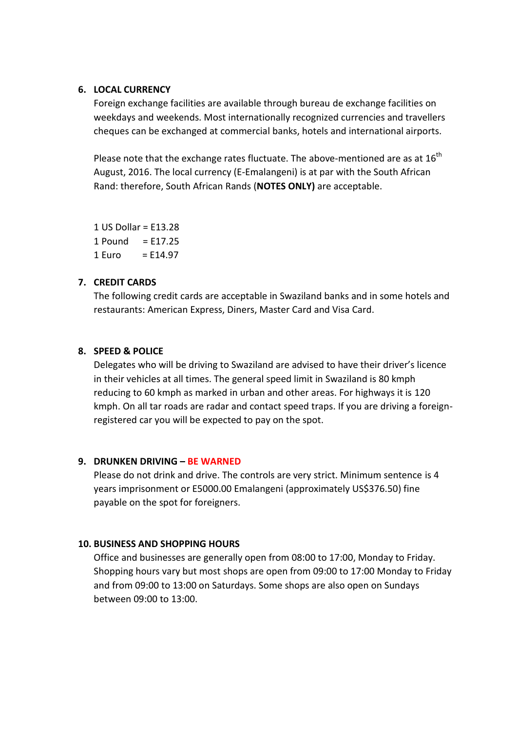## 6. LOCAL CURRENCY

Foreign exchange facilities are available through bureau de exchange facilities on weekdays and weekends. Most internationally recognized currencies and travellers cheques can be exchanged at commercial banks, hotels and international airports.

Please note that the exchange rates fluctuate. The above-mentioned are as at 16th August, 2016. The local currency (E-Emalangeni) is at par with the South African Rand: therefore, South African Rands (**NOTES ONLY)** are acceptable.

1 US Dollar = E13.28
1 Pound = E17.25
1 Euro = E14.97

## 7. CREDIT CARDS

The following credit cards are acceptable in Swaziland banks and in some hotels and restaurants: American Express, Diners, Master Card and Visa Card.

## 8. SPEED & POLICE

Delegates who will be driving to Swaziland are advised to have their driver's licence in their vehicles at all times. The general speed limit in Swaziland is 80 kmph reducing to 60 kmph as marked in urban and other areas. For highways it is 120 kmph. On all tar roads are radar and contact speed traps. If you are driving a foreign-registered car you will be expected to pay on the spot.

## 9. DRUNKEN DRIVING – BE WARNED

Please do not drink and drive. The controls are very strict. Minimum sentence is 4 years imprisonment or E5000.00 Emalangeni (approximately US$376.50) fine payable on the spot for foreigners.

## 10. BUSINESS AND SHOPPING HOURS

Office and businesses are generally open from 08:00 to 17:00, Monday to Friday. Shopping hours vary but most shops are open from 09:00 to 17:00 Monday to Friday and from 09:00 to 13:00 on Saturdays. Some shops are also open on Sundays between 09:00 to 13:00.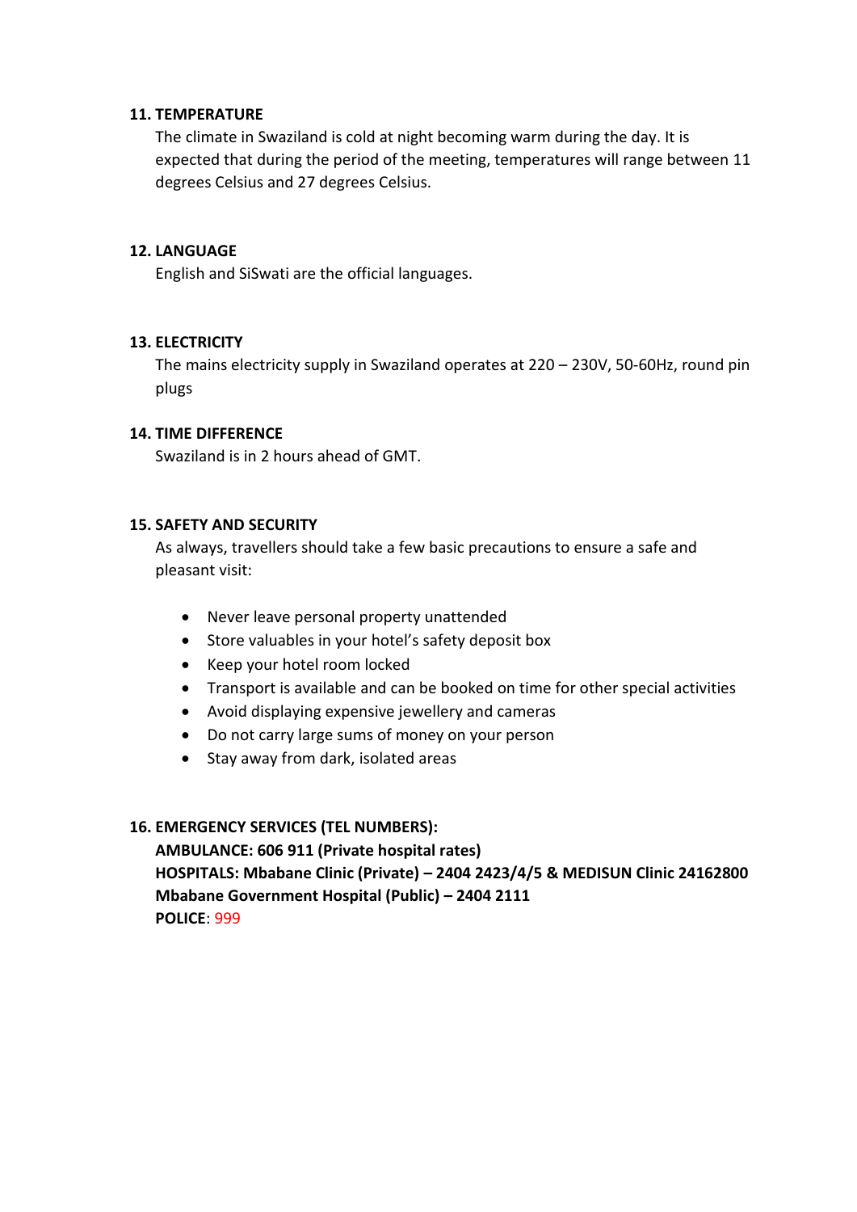## 11. TEMPERATURE

The climate in Swaziland is cold at night becoming warm during the day. It is expected that during the period of the meeting, temperatures will range between 11 degrees Celsius and 27 degrees Celsius.

## 12. LANGUAGE

English and SiSwati are the official languages.

## 13. ELECTRICITY

The mains electricity supply in Swaziland operates at 220 – 230V, 50-60Hz, round pin plugs

## 14. TIME DIFFERENCE

Swaziland is in 2 hours ahead of GMT.

## 15. SAFETY AND SECURITY

As always, travellers should take a few basic precautions to ensure a safe and pleasant visit:

- Never leave personal property unattended
- Store valuables in your hotel's safety deposit box
- Keep your hotel room locked
- Transport is available and can be booked on time for other special activities
- Avoid displaying expensive jewellery and cameras
- Do not carry large sums of money on your person
- Stay away from dark, isolated areas

## 16. EMERGENCY SERVICES (TEL NUMBERS):

**AMBULANCE: 606 911 (Private hospital rates)**
**HOSPITALS: Mbabane Clinic (Private) – 2404 2423/4/5 & MEDISUN Clinic 24162800**
**Mbabane Government Hospital (Public) – 2404 2111**
**POLICE**: 999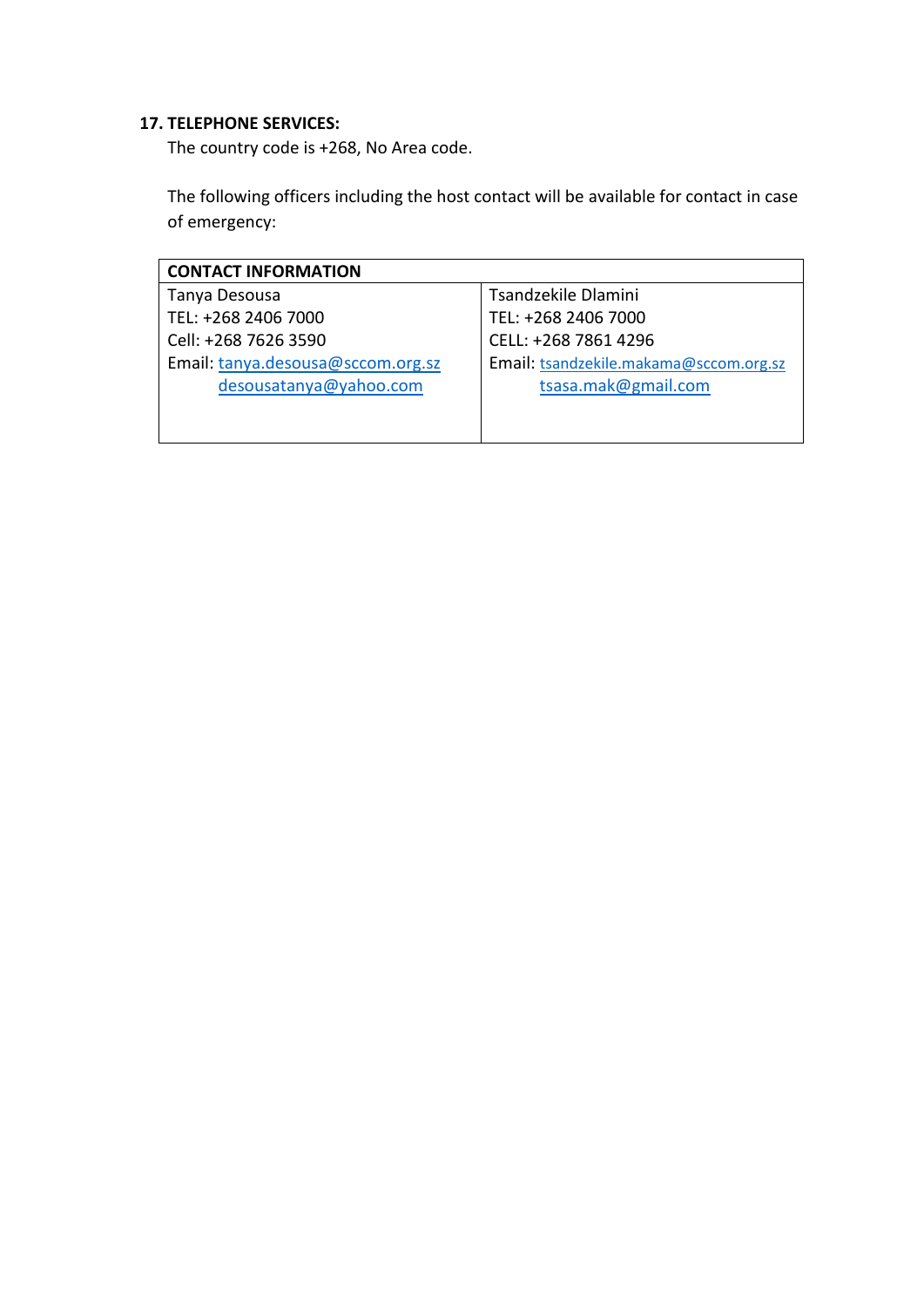**17. TELEPHONE SERVICES:**

The country code is +268, No Area code.

The following officers including the host contact will be available for contact in case of emergency:

| CONTACT INFORMATION | |
|---|---|
| Tanya Desousa<br>TEL: +268 2406 7000<br>Cell: +268 7626 3590<br>Email: tanya.desousa@sccom.org.sz<br>desousatanya@yahoo.com | Tsandzekile Dlamini<br>TEL: +268 2406 7000<br>CELL: +268 7861 4296<br>Email: tsandzekile.makama@sccom.org.sz<br>tsasa.mak@gmail.com |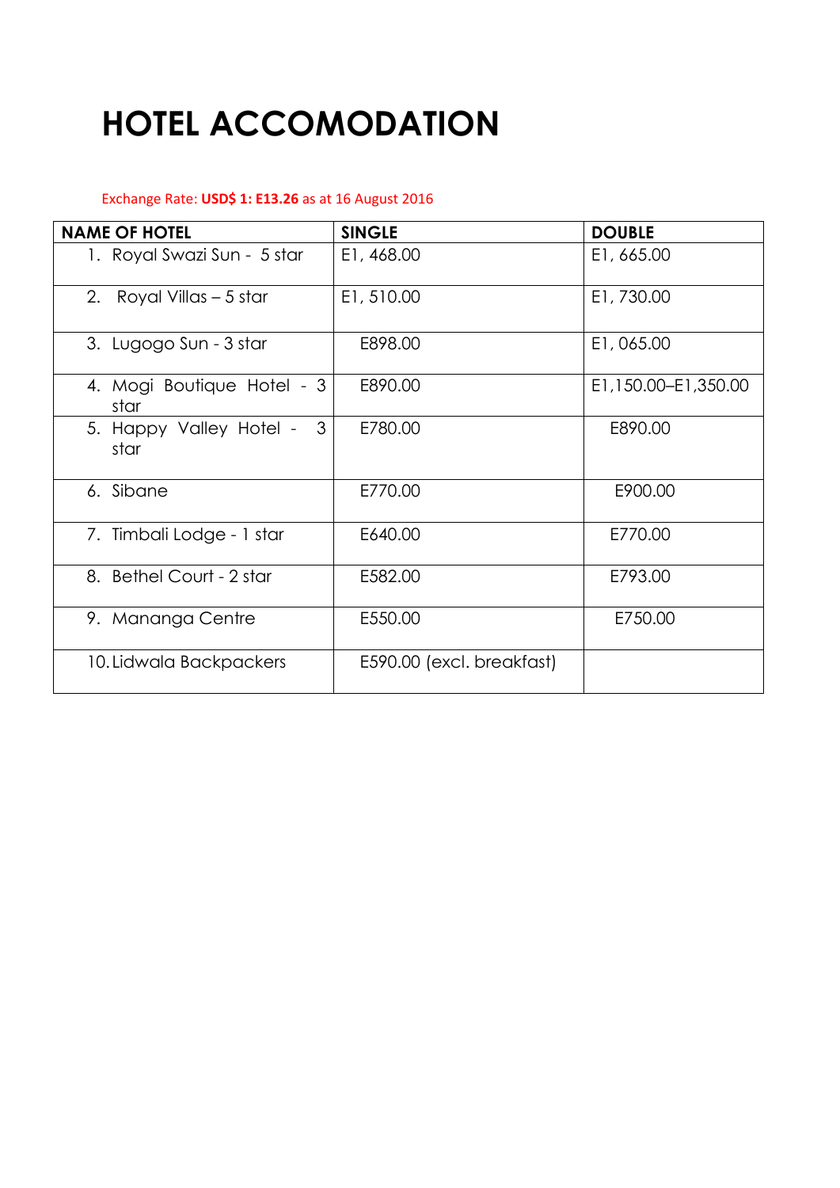# HOTEL ACCOMODATION

Exchange Rate: **USD$ 1: E13.26** as at 16 August 2016

| NAME OF HOTEL | SINGLE | DOUBLE |
|---|---|---|
| 1. Royal Swazi Sun - 5 star | E1, 468.00 | E1, 665.00 |
| 2. Royal Villas – 5 star | E1, 510.00 | E1, 730.00 |
| 3. Lugogo Sun - 3 star | E898.00 | E1, 065.00 |
| 4. Mogi Boutique Hotel - 3 star | E890.00 | E1,150.00–E1,350.00 |
| 5. Happy Valley Hotel - 3 star | E780.00 | E890.00 |
| 6. Sibane | E770.00 | E900.00 |
| 7. Timbali Lodge - 1 star | E640.00 | E770.00 |
| 8. Bethel Court - 2 star | E582.00 | E793.00 |
| 9. Mananga Centre | E550.00 | E750.00 |
| 10. Lidwala Backpackers | E590.00 (excl. breakfast) | |